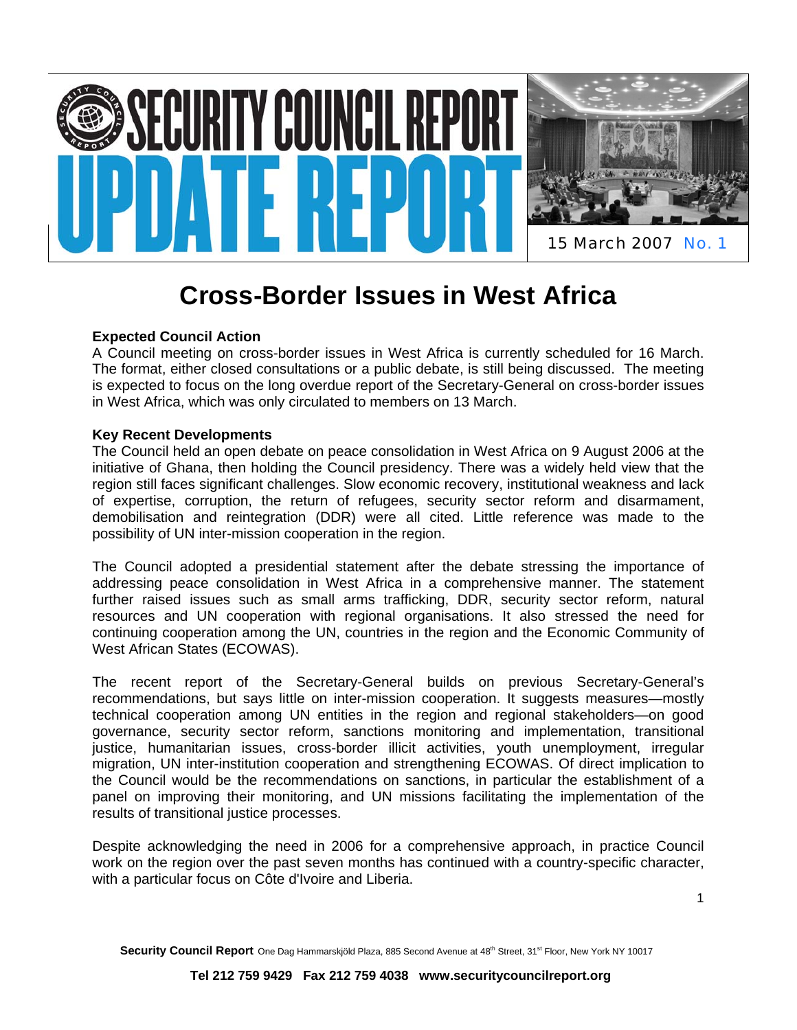# SECURITY COUNCIL REPORT UPDATE REPORT

15 March 2007 No. 1

# Cross-Border Issues in West Africa

**Expected Council Action**

A Council meeting on cross-border issues in West Africa is currently scheduled for 16 March. The format, either closed consultations or a public debate, is still being discussed. The meeting is expected to focus on the long overdue report of the Secretary-General on cross-border issues in West Africa, which was only circulated to members on 13 March.

**Key Recent Developments**

The Council held an open debate on peace consolidation in West Africa on 9 August 2006 at the initiative of Ghana, then holding the Council presidency. There was a widely held view that the region still faces significant challenges. Slow economic recovery, institutional weakness and lack of expertise, corruption, the return of refugees, security sector reform and disarmament, demobilisation and reintegration (DDR) were all cited. Little reference was made to the possibility of UN inter-mission cooperation in the region.

The Council adopted a presidential statement after the debate stressing the importance of addressing peace consolidation in West Africa in a comprehensive manner. The statement further raised issues such as small arms trafficking, DDR, security sector reform, natural resources and UN cooperation with regional organisations. It also stressed the need for continuing cooperation among the UN, countries in the region and the Economic Community of West African States (ECOWAS).

The recent report of the Secretary-General builds on previous Secretary-General's recommendations, but says little on inter-mission cooperation. It suggests measures—mostly technical cooperation among UN entities in the region and regional stakeholders—on good governance, security sector reform, sanctions monitoring and implementation, transitional justice, humanitarian issues, cross-border illicit activities, youth unemployment, irregular migration, UN inter-institution cooperation and strengthening ECOWAS. Of direct implication to the Council would be the recommendations on sanctions, in particular the establishment of a panel on improving their monitoring, and UN missions facilitating the implementation of the results of transitional justice processes.

Despite acknowledging the need in 2006 for a comprehensive approach, in practice Council work on the region over the past seven months has continued with a country-specific character, with a particular focus on Côte d'Ivoire and Liberia.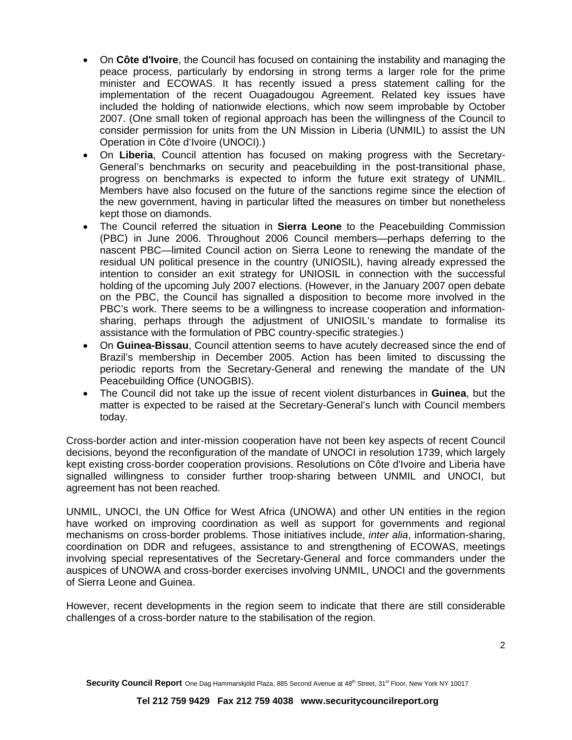- On **Côte d'Ivoire**, the Council has focused on containing the instability and managing the peace process, particularly by endorsing in strong terms a larger role for the prime minister and ECOWAS. It has recently issued a press statement calling for the implementation of the recent Ouagadougou Agreement. Related key issues have included the holding of nationwide elections, which now seem improbable by October 2007. (One small token of regional approach has been the willingness of the Council to consider permission for units from the UN Mission in Liberia (UNMIL) to assist the UN Operation in Côte d'Ivoire (UNOCI).)
- On **Liberia**, Council attention has focused on making progress with the Secretary-General's benchmarks on security and peacebuilding in the post-transitional phase, progress on benchmarks is expected to inform the future exit strategy of UNMIL. Members have also focused on the future of the sanctions regime since the election of the new government, having in particular lifted the measures on timber but nonetheless kept those on diamonds.
- The Council referred the situation in **Sierra Leone** to the Peacebuilding Commission (PBC) in June 2006. Throughout 2006 Council members—perhaps deferring to the nascent PBC—limited Council action on Sierra Leone to renewing the mandate of the residual UN political presence in the country (UNIOSIL), having already expressed the intention to consider an exit strategy for UNIOSIL in connection with the successful holding of the upcoming July 2007 elections. (However, in the January 2007 open debate on the PBC, the Council has signalled a disposition to become more involved in the PBC's work. There seems to be a willingness to increase cooperation and information-sharing, perhaps through the adjustment of UNIOSIL's mandate to formalise its assistance with the formulation of PBC country-specific strategies.)
- On **Guinea-Bissau**, Council attention seems to have acutely decreased since the end of Brazil's membership in December 2005. Action has been limited to discussing the periodic reports from the Secretary-General and renewing the mandate of the UN Peacebuilding Office (UNOGBIS).
- The Council did not take up the issue of recent violent disturbances in **Guinea**, but the matter is expected to be raised at the Secretary-General's lunch with Council members today.

Cross-border action and inter-mission cooperation have not been key aspects of recent Council decisions, beyond the reconfiguration of the mandate of UNOCI in resolution 1739, which largely kept existing cross-border cooperation provisions. Resolutions on Côte d'Ivoire and Liberia have signalled willingness to consider further troop-sharing between UNMIL and UNOCI, but agreement has not been reached.

UNMIL, UNOCI, the UN Office for West Africa (UNOWA) and other UN entities in the region have worked on improving coordination as well as support for governments and regional mechanisms on cross-border problems. Those initiatives include, *inter alia*, information-sharing, coordination on DDR and refugees, assistance to and strengthening of ECOWAS, meetings involving special representatives of the Secretary-General and force commanders under the auspices of UNOWA and cross-border exercises involving UNMIL, UNOCI and the governments of Sierra Leone and Guinea.

However, recent developments in the region seem to indicate that there are still considerable challenges of a cross-border nature to the stabilisation of the region.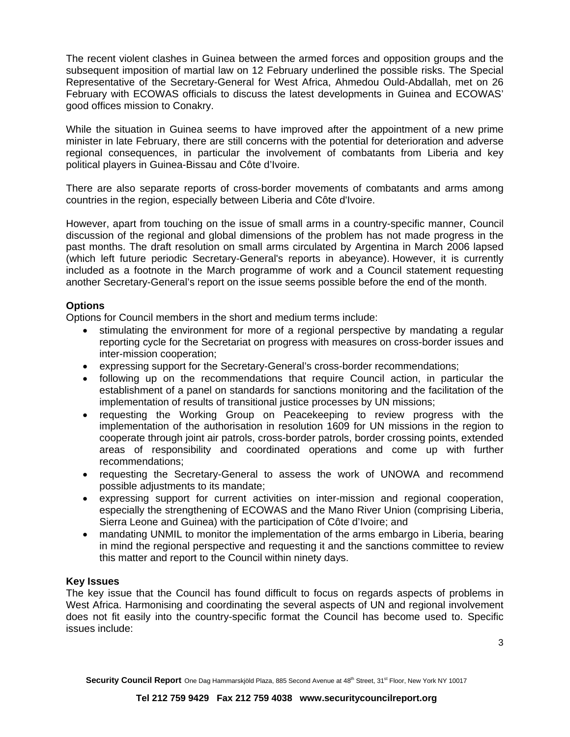The recent violent clashes in Guinea between the armed forces and opposition groups and the subsequent imposition of martial law on 12 February underlined the possible risks. The Special Representative of the Secretary-General for West Africa, Ahmedou Ould-Abdallah, met on 26 February with ECOWAS officials to discuss the latest developments in Guinea and ECOWAS' good offices mission to Conakry.

While the situation in Guinea seems to have improved after the appointment of a new prime minister in late February, there are still concerns with the potential for deterioration and adverse regional consequences, in particular the involvement of combatants from Liberia and key political players in Guinea-Bissau and Côte d'Ivoire.

There are also separate reports of cross-border movements of combatants and arms among countries in the region, especially between Liberia and Côte d'Ivoire.

However, apart from touching on the issue of small arms in a country-specific manner, Council discussion of the regional and global dimensions of the problem has not made progress in the past months. The draft resolution on small arms circulated by Argentina in March 2006 lapsed (which left future periodic Secretary-General's reports in abeyance). However, it is currently included as a footnote in the March programme of work and a Council statement requesting another Secretary-General's report on the issue seems possible before the end of the month.

**Options**

Options for Council members in the short and medium terms include:

- stimulating the environment for more of a regional perspective by mandating a regular reporting cycle for the Secretariat on progress with measures on cross-border issues and inter-mission cooperation;
- expressing support for the Secretary-General's cross-border recommendations;
- following up on the recommendations that require Council action, in particular the establishment of a panel on standards for sanctions monitoring and the facilitation of the implementation of results of transitional justice processes by UN missions;
- requesting the Working Group on Peacekeeping to review progress with the implementation of the authorisation in resolution 1609 for UN missions in the region to cooperate through joint air patrols, cross-border patrols, border crossing points, extended areas of responsibility and coordinated operations and come up with further recommendations;
- requesting the Secretary-General to assess the work of UNOWA and recommend possible adjustments to its mandate;
- expressing support for current activities on inter-mission and regional cooperation, especially the strengthening of ECOWAS and the Mano River Union (comprising Liberia, Sierra Leone and Guinea) with the participation of Côte d'Ivoire; and
- mandating UNMIL to monitor the implementation of the arms embargo in Liberia, bearing in mind the regional perspective and requesting it and the sanctions committee to review this matter and report to the Council within ninety days.

**Key Issues**

The key issue that the Council has found difficult to focus on regards aspects of problems in West Africa. Harmonising and coordinating the several aspects of UN and regional involvement does not fit easily into the country-specific format the Council has become used to. Specific issues include: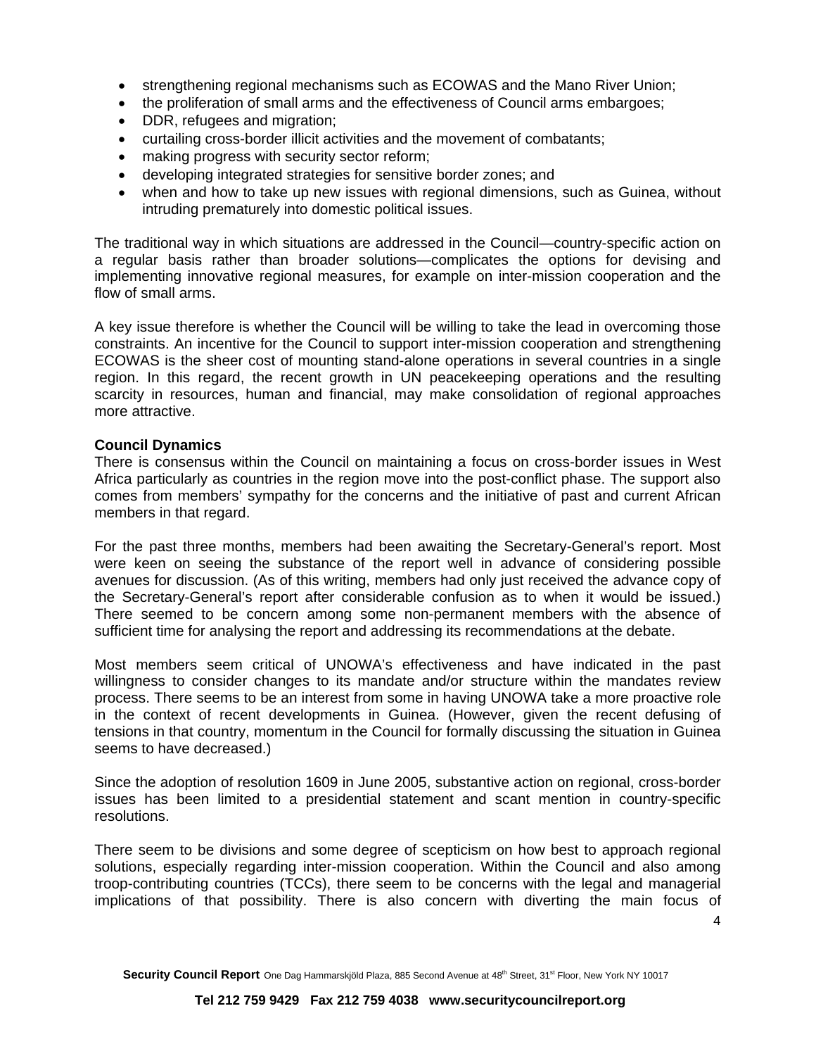- strengthening regional mechanisms such as ECOWAS and the Mano River Union;
- the proliferation of small arms and the effectiveness of Council arms embargoes;
- DDR, refugees and migration;
- curtailing cross-border illicit activities and the movement of combatants;
- making progress with security sector reform;
- developing integrated strategies for sensitive border zones; and
- when and how to take up new issues with regional dimensions, such as Guinea, without intruding prematurely into domestic political issues.

The traditional way in which situations are addressed in the Council—country-specific action on a regular basis rather than broader solutions—complicates the options for devising and implementing innovative regional measures, for example on inter-mission cooperation and the flow of small arms.

A key issue therefore is whether the Council will be willing to take the lead in overcoming those constraints. An incentive for the Council to support inter-mission cooperation and strengthening ECOWAS is the sheer cost of mounting stand-alone operations in several countries in a single region. In this regard, the recent growth in UN peacekeeping operations and the resulting scarcity in resources, human and financial, may make consolidation of regional approaches more attractive.

**Council Dynamics**

There is consensus within the Council on maintaining a focus on cross-border issues in West Africa particularly as countries in the region move into the post-conflict phase. The support also comes from members' sympathy for the concerns and the initiative of past and current African members in that regard.

For the past three months, members had been awaiting the Secretary-General's report. Most were keen on seeing the substance of the report well in advance of considering possible avenues for discussion. (As of this writing, members had only just received the advance copy of the Secretary-General's report after considerable confusion as to when it would be issued.) There seemed to be concern among some non-permanent members with the absence of sufficient time for analysing the report and addressing its recommendations at the debate.

Most members seem critical of UNOWA's effectiveness and have indicated in the past willingness to consider changes to its mandate and/or structure within the mandates review process. There seems to be an interest from some in having UNOWA take a more proactive role in the context of recent developments in Guinea. (However, given the recent defusing of tensions in that country, momentum in the Council for formally discussing the situation in Guinea seems to have decreased.)

Since the adoption of resolution 1609 in June 2005, substantive action on regional, cross-border issues has been limited to a presidential statement and scant mention in country-specific resolutions.

There seem to be divisions and some degree of scepticism on how best to approach regional solutions, especially regarding inter-mission cooperation. Within the Council and also among troop-contributing countries (TCCs), there seem to be concerns with the legal and managerial implications of that possibility. There is also concern with diverting the main focus of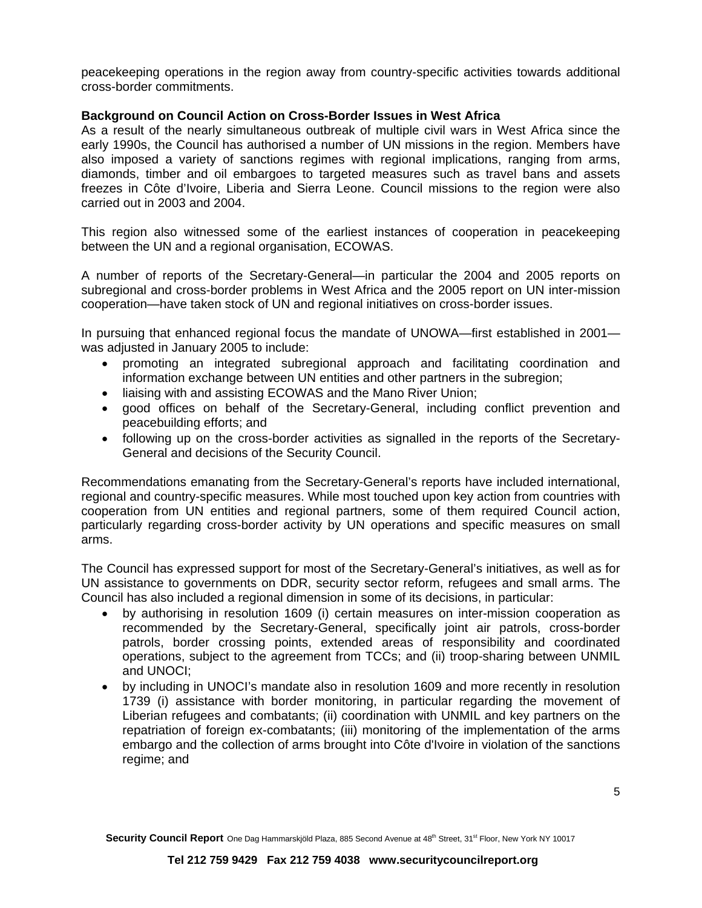peacekeeping operations in the region away from country-specific activities towards additional cross-border commitments.

**Background on Council Action on Cross-Border Issues in West Africa**

As a result of the nearly simultaneous outbreak of multiple civil wars in West Africa since the early 1990s, the Council has authorised a number of UN missions in the region. Members have also imposed a variety of sanctions regimes with regional implications, ranging from arms, diamonds, timber and oil embargoes to targeted measures such as travel bans and assets freezes in Côte d'Ivoire, Liberia and Sierra Leone. Council missions to the region were also carried out in 2003 and 2004.

This region also witnessed some of the earliest instances of cooperation in peacekeeping between the UN and a regional organisation, ECOWAS.

A number of reports of the Secretary-General—in particular the 2004 and 2005 reports on subregional and cross-border problems in West Africa and the 2005 report on UN inter-mission cooperation—have taken stock of UN and regional initiatives on cross-border issues.

In pursuing that enhanced regional focus the mandate of UNOWA—first established in 2001—was adjusted in January 2005 to include:

- promoting an integrated subregional approach and facilitating coordination and information exchange between UN entities and other partners in the subregion;
- liaising with and assisting ECOWAS and the Mano River Union;
- good offices on behalf of the Secretary-General, including conflict prevention and peacebuilding efforts; and
- following up on the cross-border activities as signalled in the reports of the Secretary-General and decisions of the Security Council.

Recommendations emanating from the Secretary-General's reports have included international, regional and country-specific measures. While most touched upon key action from countries with cooperation from UN entities and regional partners, some of them required Council action, particularly regarding cross-border activity by UN operations and specific measures on small arms.

The Council has expressed support for most of the Secretary-General's initiatives, as well as for UN assistance to governments on DDR, security sector reform, refugees and small arms. The Council has also included a regional dimension in some of its decisions, in particular:

- by authorising in resolution 1609 (i) certain measures on inter-mission cooperation as recommended by the Secretary-General, specifically joint air patrols, cross-border patrols, border crossing points, extended areas of responsibility and coordinated operations, subject to the agreement from TCCs; and (ii) troop-sharing between UNMIL and UNOCI;
- by including in UNOCI's mandate also in resolution 1609 and more recently in resolution 1739 (i) assistance with border monitoring, in particular regarding the movement of Liberian refugees and combatants; (ii) coordination with UNMIL and key partners on the repatriation of foreign ex-combatants; (iii) monitoring of the implementation of the arms embargo and the collection of arms brought into Côte d'Ivoire in violation of the sanctions regime; and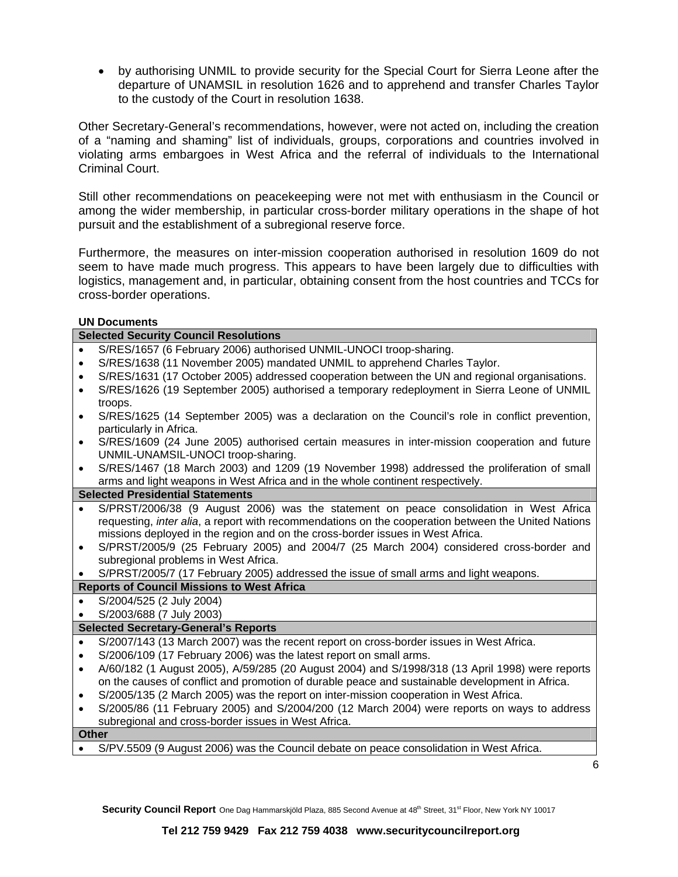- by authorising UNMIL to provide security for the Special Court for Sierra Leone after the departure of UNAMSIL in resolution 1626 and to apprehend and transfer Charles Taylor to the custody of the Court in resolution 1638.

Other Secretary-General's recommendations, however, were not acted on, including the creation of a "naming and shaming" list of individuals, groups, corporations and countries involved in violating arms embargoes in West Africa and the referral of individuals to the International Criminal Court.

Still other recommendations on peacekeeping were not met with enthusiasm in the Council or among the wider membership, in particular cross-border military operations in the shape of hot pursuit and the establishment of a subregional reserve force.

Furthermore, the measures on inter-mission cooperation authorised in resolution 1609 do not seem to have made much progress. This appears to have been largely due to difficulties with logistics, management and, in particular, obtaining consent from the host countries and TCCs for cross-border operations.

**UN Documents**

**Selected Security Council Resolutions**

- S/RES/1657 (6 February 2006) authorised UNMIL-UNOCI troop-sharing.
- S/RES/1638 (11 November 2005) mandated UNMIL to apprehend Charles Taylor.
- S/RES/1631 (17 October 2005) addressed cooperation between the UN and regional organisations.
- S/RES/1626 (19 September 2005) authorised a temporary redeployment in Sierra Leone of UNMIL troops.
- S/RES/1625 (14 September 2005) was a declaration on the Council's role in conflict prevention, particularly in Africa.
- S/RES/1609 (24 June 2005) authorised certain measures in inter-mission cooperation and future UNMIL-UNAMSIL-UNOCI troop-sharing.
- S/RES/1467 (18 March 2003) and 1209 (19 November 1998) addressed the proliferation of small arms and light weapons in West Africa and in the whole continent respectively.

**Selected Presidential Statements**

- S/PRST/2006/38 (9 August 2006) was the statement on peace consolidation in West Africa requesting, *inter alia*, a report with recommendations on the cooperation between the United Nations missions deployed in the region and on the cross-border issues in West Africa.
- S/PRST/2005/9 (25 February 2005) and 2004/7 (25 March 2004) considered cross-border and subregional problems in West Africa.
- S/PRST/2005/7 (17 February 2005) addressed the issue of small arms and light weapons.

**Reports of Council Missions to West Africa**

- S/2004/525 (2 July 2004)
- S/2003/688 (7 July 2003)

**Selected Secretary-General's Reports**

- S/2007/143 (13 March 2007) was the recent report on cross-border issues in West Africa.
- S/2006/109 (17 February 2006) was the latest report on small arms.
- A/60/182 (1 August 2005), A/59/285 (20 August 2004) and S/1998/318 (13 April 1998) were reports on the causes of conflict and promotion of durable peace and sustainable development in Africa.
- S/2005/135 (2 March 2005) was the report on inter-mission cooperation in West Africa.
- S/2005/86 (11 February 2005) and S/2004/200 (12 March 2004) were reports on ways to address subregional and cross-border issues in West Africa.

**Other**

- S/PV.5509 (9 August 2006) was the Council debate on peace consolidation in West Africa.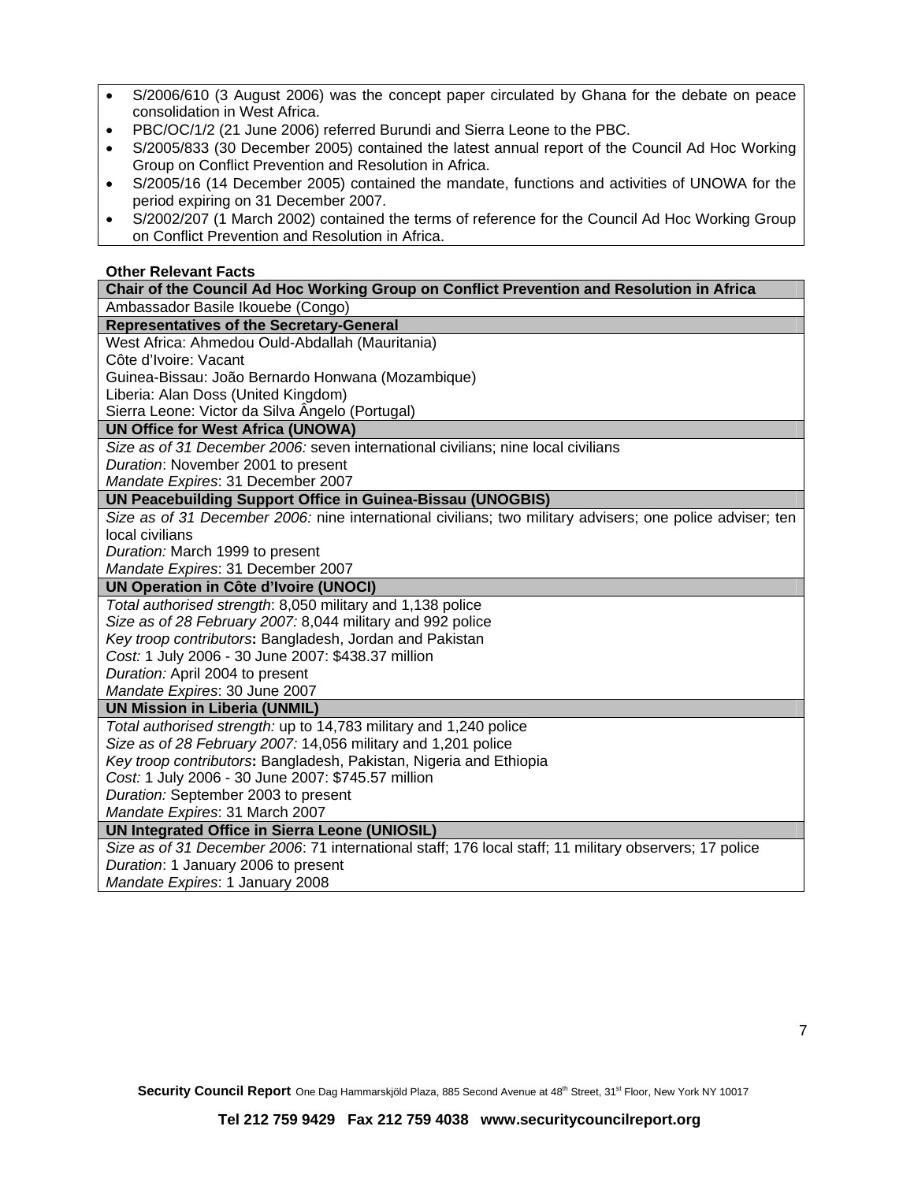- S/2006/610 (3 August 2006) was the concept paper circulated by Ghana for the debate on peace consolidation in West Africa.
- PBC/OC/1/2 (21 June 2006) referred Burundi and Sierra Leone to the PBC.
- S/2005/833 (30 December 2005) contained the latest annual report of the Council Ad Hoc Working Group on Conflict Prevention and Resolution in Africa.
- S/2005/16 (14 December 2005) contained the mandate, functions and activities of UNOWA for the period expiring on 31 December 2007.
- S/2002/207 (1 March 2002) contained the terms of reference for the Council Ad Hoc Working Group on Conflict Prevention and Resolution in Africa.

**Other Relevant Facts**

| |
|---|
| **Chair of the Council Ad Hoc Working Group on Conflict Prevention and Resolution in Africa** |
| Ambassador Basile Ikouebe (Congo) |
| **Representatives of the Secretary-General** |
| West Africa: Ahmedou Ould-Abdallah (Mauritania)<br>Côte d'Ivoire: Vacant<br>Guinea-Bissau: João Bernardo Honwana (Mozambique)<br>Liberia: Alan Doss (United Kingdom)<br>Sierra Leone: Victor da Silva Ângelo (Portugal) |
| **UN Office for West Africa (UNOWA)** |
| *Size as of 31 December 2006:* seven international civilians; nine local civilians<br>*Duration*: November 2001 to present<br>*Mandate Expires*: 31 December 2007 |
| **UN Peacebuilding Support Office in Guinea-Bissau (UNOGBIS)** |
| *Size as of 31 December 2006:* nine international civilians; two military advisers; one police adviser; ten local civilians<br>*Duration:* March 1999 to present<br>*Mandate Expires*: 31 December 2007 |
| **UN Operation in Côte d'Ivoire (UNOCI)** |
| *Total authorised strength*: 8,050 military and 1,138 police<br>*Size as of 28 February 2007:* 8,044 military and 992 police<br>*Key troop contributors*: Bangladesh, Jordan and Pakistan<br>*Cost:* 1 July 2006 - 30 June 2007: $438.37 million<br>*Duration:* April 2004 to present<br>*Mandate Expires*: 30 June 2007 |
| **UN Mission in Liberia (UNMIL)** |
| *Total authorised strength:* up to 14,783 military and 1,240 police<br>*Size as of 28 February 2007:* 14,056 military and 1,201 police<br>*Key troop contributors*: Bangladesh, Pakistan, Nigeria and Ethiopia<br>*Cost:* 1 July 2006 - 30 June 2007: $745.57 million<br>*Duration:* September 2003 to present<br>*Mandate Expires*: 31 March 2007 |
| **UN Integrated Office in Sierra Leone (UNIOSIL)** |
| *Size as of 31 December 2006*: 71 international staff; 176 local staff; 11 military observers; 17 police<br>*Duration*: 1 January 2006 to present<br>*Mandate Expires*: 1 January 2008 |